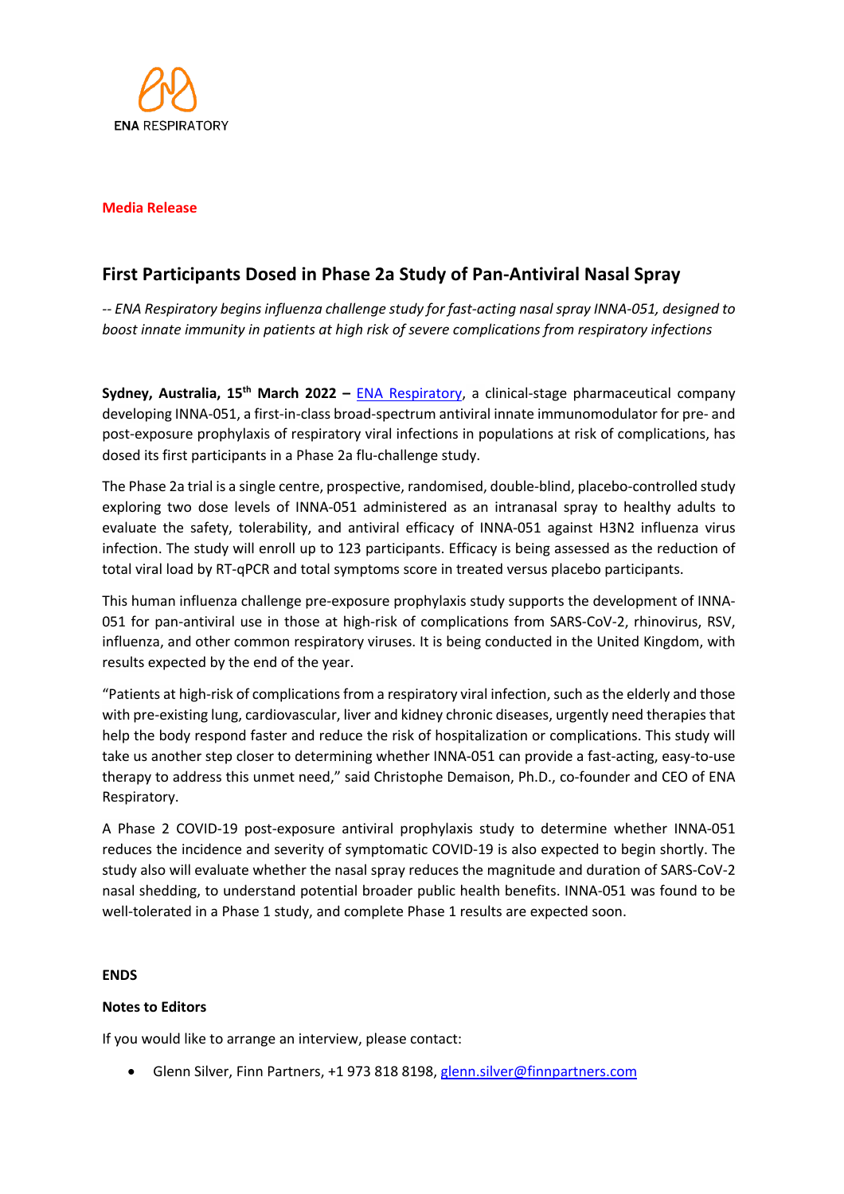ENA RESPIRATORY

**Media Release**

## First Participants Dosed in Phase 2a Study of Pan-Antiviral Nasal Spray

*-- ENA Respiratory begins influenza challenge study for fast-acting nasal spray INNA-051, designed to boost innate immunity in patients at high risk of severe complications from respiratory infections*

**Sydney, Australia, 15th March 2022 –** ENA Respiratory, a clinical-stage pharmaceutical company developing INNA-051, a first-in-class broad-spectrum antiviral innate immunomodulator for pre- and post-exposure prophylaxis of respiratory viral infections in populations at risk of complications, has dosed its first participants in a Phase 2a flu-challenge study.

The Phase 2a trial is a single centre, prospective, randomised, double-blind, placebo-controlled study exploring two dose levels of INNA-051 administered as an intranasal spray to healthy adults to evaluate the safety, tolerability, and antiviral efficacy of INNA-051 against H3N2 influenza virus infection. The study will enroll up to 123 participants. Efficacy is being assessed as the reduction of total viral load by RT-qPCR and total symptoms score in treated versus placebo participants.

This human influenza challenge pre-exposure prophylaxis study supports the development of INNA-051 for pan-antiviral use in those at high-risk of complications from SARS-CoV-2, rhinovirus, RSV, influenza, and other common respiratory viruses. It is being conducted in the United Kingdom, with results expected by the end of the year.

"Patients at high-risk of complications from a respiratory viral infection, such as the elderly and those with pre-existing lung, cardiovascular, liver and kidney chronic diseases, urgently need therapies that help the body respond faster and reduce the risk of hospitalization or complications. This study will take us another step closer to determining whether INNA-051 can provide a fast-acting, easy-to-use therapy to address this unmet need," said Christophe Demaison, Ph.D., co-founder and CEO of ENA Respiratory.

A Phase 2 COVID-19 post-exposure antiviral prophylaxis study to determine whether INNA-051 reduces the incidence and severity of symptomatic COVID-19 is also expected to begin shortly. The study also will evaluate whether the nasal spray reduces the magnitude and duration of SARS-CoV-2 nasal shedding, to understand potential broader public health benefits. INNA-051 was found to be well-tolerated in a Phase 1 study, and complete Phase 1 results are expected soon.

**ENDS**

**Notes to Editors**

If you would like to arrange an interview, please contact:

- Glenn Silver, Finn Partners, +1 973 818 8198, glenn.silver@finnpartners.com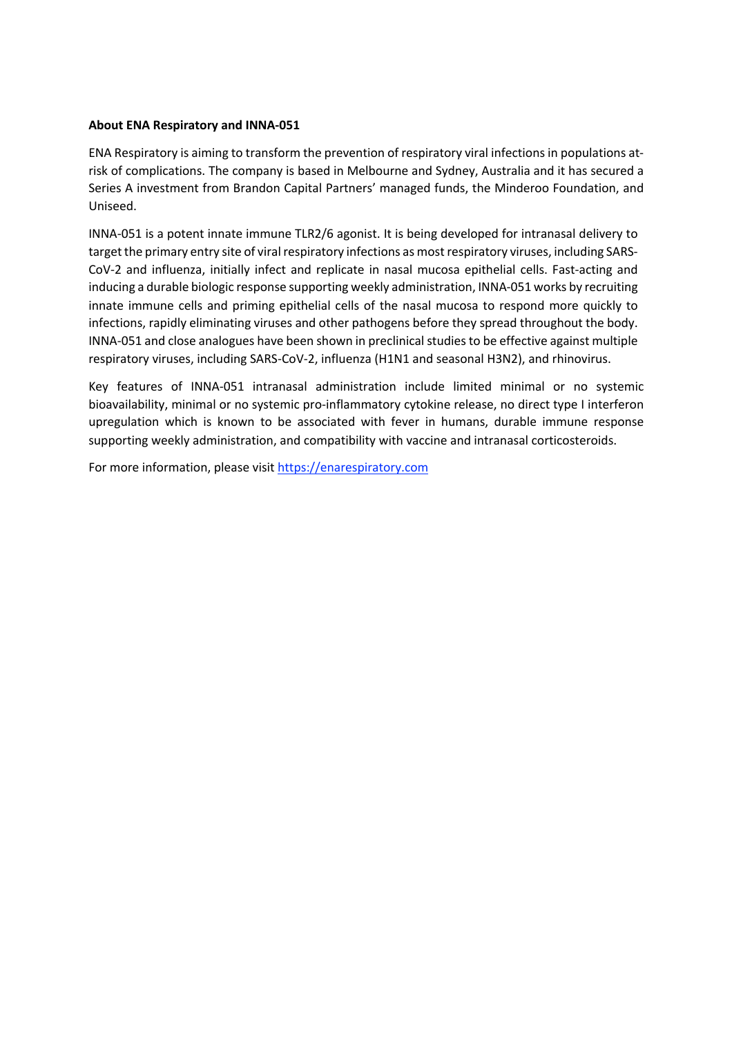**About ENA Respiratory and INNA-051**

ENA Respiratory is aiming to transform the prevention of respiratory viral infections in populations at-risk of complications. The company is based in Melbourne and Sydney, Australia and it has secured a Series A investment from Brandon Capital Partners' managed funds, the Minderoo Foundation, and Uniseed.

INNA-051 is a potent innate immune TLR2/6 agonist. It is being developed for intranasal delivery to target the primary entry site of viral respiratory infections as most respiratory viruses, including SARS-CoV-2 and influenza, initially infect and replicate in nasal mucosa epithelial cells. Fast-acting and inducing a durable biologic response supporting weekly administration, INNA-051 works by recruiting innate immune cells and priming epithelial cells of the nasal mucosa to respond more quickly to infections, rapidly eliminating viruses and other pathogens before they spread throughout the body. INNA-051 and close analogues have been shown in preclinical studies to be effective against multiple respiratory viruses, including SARS-CoV-2, influenza (H1N1 and seasonal H3N2), and rhinovirus.

Key features of INNA-051 intranasal administration include limited minimal or no systemic bioavailability, minimal or no systemic pro-inflammatory cytokine release, no direct type I interferon upregulation which is known to be associated with fever in humans, durable immune response supporting weekly administration, and compatibility with vaccine and intranasal corticosteroids.

For more information, please visit [https://enarespiratory.com](https://enarespiratory.com)